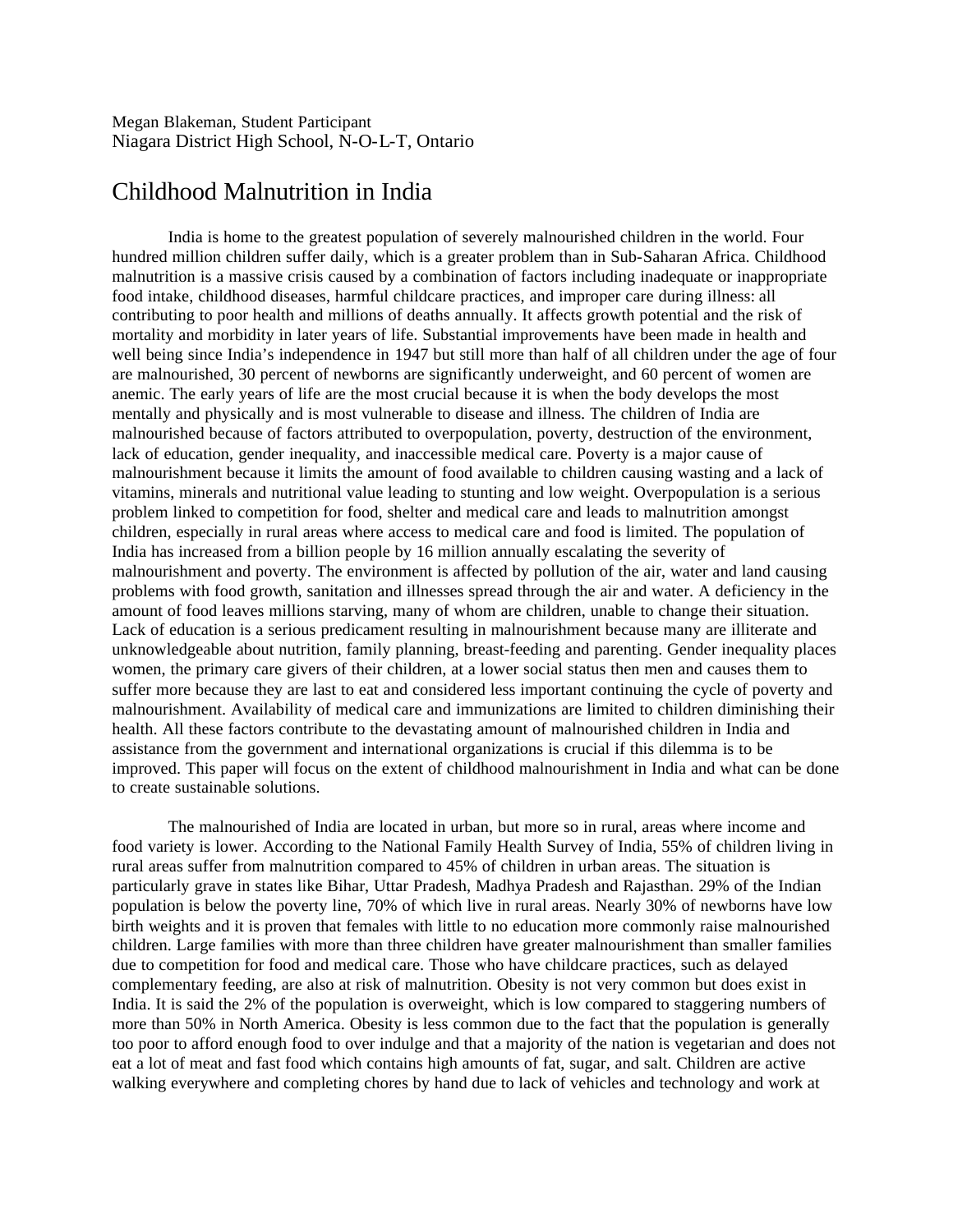Megan Blakeman, Student Participant
Niagara District High School, N-O-L-T, Ontario

# Childhood Malnutrition in India

India is home to the greatest population of severely malnourished children in the world. Four hundred million children suffer daily, which is a greater problem than in Sub-Saharan Africa. Childhood malnutrition is a massive crisis caused by a combination of factors including inadequate or inappropriate food intake, childhood diseases, harmful childcare practices, and improper care during illness: all contributing to poor health and millions of deaths annually. It affects growth potential and the risk of mortality and morbidity in later years of life. Substantial improvements have been made in health and well being since India's independence in 1947 but still more than half of all children under the age of four are malnourished, 30 percent of newborns are significantly underweight, and 60 percent of women are anemic. The early years of life are the most crucial because it is when the body develops the most mentally and physically and is most vulnerable to disease and illness. The children of India are malnourished because of factors attributed to overpopulation, poverty, destruction of the environment, lack of education, gender inequality, and inaccessible medical care. Poverty is a major cause of malnourishment because it limits the amount of food available to children causing wasting and a lack of vitamins, minerals and nutritional value leading to stunting and low weight. Overpopulation is a serious problem linked to competition for food, shelter and medical care and leads to malnutrition amongst children, especially in rural areas where access to medical care and food is limited. The population of India has increased from a billion people by 16 million annually escalating the severity of malnourishment and poverty. The environment is affected by pollution of the air, water and land causing problems with food growth, sanitation and illnesses spread through the air and water. A deficiency in the amount of food leaves millions starving, many of whom are children, unable to change their situation. Lack of education is a serious predicament resulting in malnourishment because many are illiterate and unknowledgeable about nutrition, family planning, breast-feeding and parenting. Gender inequality places women, the primary care givers of their children, at a lower social status then men and causes them to suffer more because they are last to eat and considered less important continuing the cycle of poverty and malnourishment. Availability of medical care and immunizations are limited to children diminishing their health. All these factors contribute to the devastating amount of malnourished children in India and assistance from the government and international organizations is crucial if this dilemma is to be improved. This paper will focus on the extent of childhood malnourishment in India and what can be done to create sustainable solutions.

The malnourished of India are located in urban, but more so in rural, areas where income and food variety is lower. According to the National Family Health Survey of India, 55% of children living in rural areas suffer from malnutrition compared to 45% of children in urban areas. The situation is particularly grave in states like Bihar, Uttar Pradesh, Madhya Pradesh and Rajasthan. 29% of the Indian population is below the poverty line, 70% of which live in rural areas. Nearly 30% of newborns have low birth weights and it is proven that females with little to no education more commonly raise malnourished children. Large families with more than three children have greater malnourishment than smaller families due to competition for food and medical care. Those who have childcare practices, such as delayed complementary feeding, are also at risk of malnutrition. Obesity is not very common but does exist in India. It is said the 2% of the population is overweight, which is low compared to staggering numbers of more than 50% in North America. Obesity is less common due to the fact that the population is generally too poor to afford enough food to over indulge and that a majority of the nation is vegetarian and does not eat a lot of meat and fast food which contains high amounts of fat, sugar, and salt. Children are active walking everywhere and completing chores by hand due to lack of vehicles and technology and work at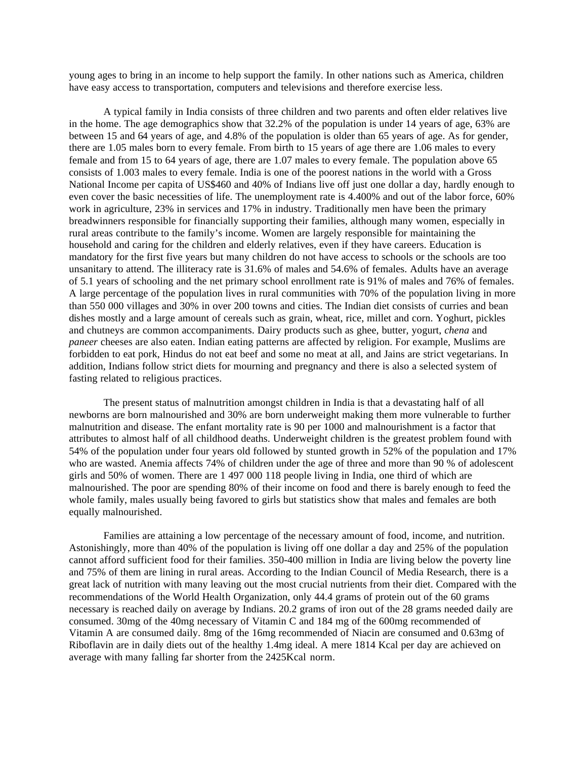young ages to bring in an income to help support the family. In other nations such as America, children have easy access to transportation, computers and televisions and therefore exercise less.

A typical family in India consists of three children and two parents and often elder relatives live in the home. The age demographics show that 32.2% of the population is under 14 years of age, 63% are between 15 and 64 years of age, and 4.8% of the population is older than 65 years of age. As for gender, there are 1.05 males born to every female. From birth to 15 years of age there are 1.06 males to every female and from 15 to 64 years of age, there are 1.07 males to every female. The population above 65 consists of 1.003 males to every female. India is one of the poorest nations in the world with a Gross National Income per capita of US$460 and 40% of Indians live off just one dollar a day, hardly enough to even cover the basic necessities of life. The unemployment rate is 4.400% and out of the labor force, 60% work in agriculture, 23% in services and 17% in industry. Traditionally men have been the primary breadwinners responsible for financially supporting their families, although many women, especially in rural areas contribute to the family's income. Women are largely responsible for maintaining the household and caring for the children and elderly relatives, even if they have careers. Education is mandatory for the first five years but many children do not have access to schools or the schools are too unsanitary to attend. The illiteracy rate is 31.6% of males and 54.6% of females. Adults have an average of 5.1 years of schooling and the net primary school enrollment rate is 91% of males and 76% of females. A large percentage of the population lives in rural communities with 70% of the population living in more than 550 000 villages and 30% in over 200 towns and cities. The Indian diet consists of curries and bean dishes mostly and a large amount of cereals such as grain, wheat, rice, millet and corn. Yoghurt, pickles and chutneys are common accompaniments. Dairy products such as ghee, butter, yogurt, *chena* and *paneer* cheeses are also eaten. Indian eating patterns are affected by religion. For example, Muslims are forbidden to eat pork, Hindus do not eat beef and some no meat at all, and Jains are strict vegetarians. In addition, Indians follow strict diets for mourning and pregnancy and there is also a selected system of fasting related to religious practices.

The present status of malnutrition amongst children in India is that a devastating half of all newborns are born malnourished and 30% are born underweight making them more vulnerable to further malnutrition and disease. The enfant mortality rate is 90 per 1000 and malnourishment is a factor that attributes to almost half of all childhood deaths. Underweight children is the greatest problem found with 54% of the population under four years old followed by stunted growth in 52% of the population and 17% who are wasted. Anemia affects 74% of children under the age of three and more than 90 % of adolescent girls and 50% of women. There are 1 497 000 118 people living in India, one third of which are malnourished. The poor are spending 80% of their income on food and there is barely enough to feed the whole family, males usually being favored to girls but statistics show that males and females are both equally malnourished.

Families are attaining a low percentage of the necessary amount of food, income, and nutrition. Astonishingly, more than 40% of the population is living off one dollar a day and 25% of the population cannot afford sufficient food for their families. 350-400 million in India are living below the poverty line and 75% of them are lining in rural areas. According to the Indian Council of Media Research, there is a great lack of nutrition with many leaving out the most crucial nutrients from their diet. Compared with the recommendations of the World Health Organization, only 44.4 grams of protein out of the 60 grams necessary is reached daily on average by Indians. 20.2 grams of iron out of the 28 grams needed daily are consumed. 30mg of the 40mg necessary of Vitamin C and 184 mg of the 600mg recommended of Vitamin A are consumed daily. 8mg of the 16mg recommended of Niacin are consumed and 0.63mg of Riboflavin are in daily diets out of the healthy 1.4mg ideal. A mere 1814 Kcal per day are achieved on average with many falling far shorter from the 2425Kcal norm.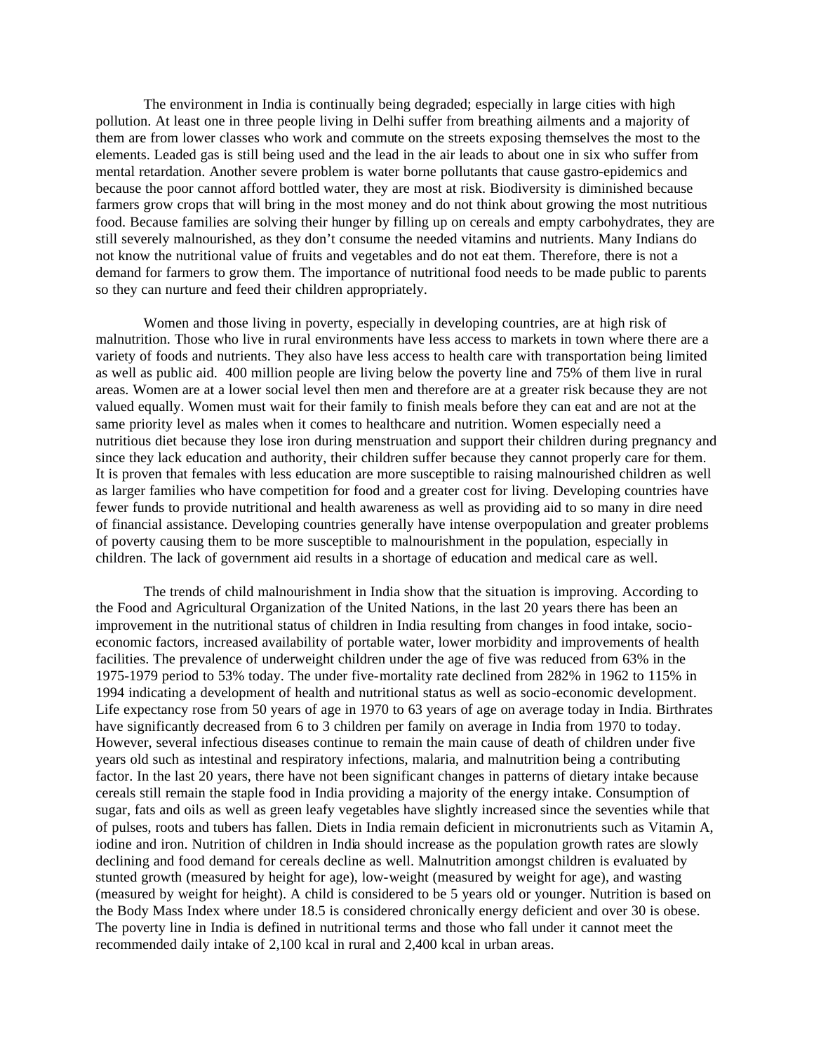The environment in India is continually being degraded; especially in large cities with high pollution. At least one in three people living in Delhi suffer from breathing ailments and a majority of them are from lower classes who work and commute on the streets exposing themselves the most to the elements. Leaded gas is still being used and the lead in the air leads to about one in six who suffer from mental retardation. Another severe problem is water borne pollutants that cause gastro-epidemics and because the poor cannot afford bottled water, they are most at risk. Biodiversity is diminished because farmers grow crops that will bring in the most money and do not think about growing the most nutritious food. Because families are solving their hunger by filling up on cereals and empty carbohydrates, they are still severely malnourished, as they don't consume the needed vitamins and nutrients. Many Indians do not know the nutritional value of fruits and vegetables and do not eat them. Therefore, there is not a demand for farmers to grow them. The importance of nutritional food needs to be made public to parents so they can nurture and feed their children appropriately.

Women and those living in poverty, especially in developing countries, are at high risk of malnutrition. Those who live in rural environments have less access to markets in town where there are a variety of foods and nutrients. They also have less access to health care with transportation being limited as well as public aid. 400 million people are living below the poverty line and 75% of them live in rural areas. Women are at a lower social level then men and therefore are at a greater risk because they are not valued equally. Women must wait for their family to finish meals before they can eat and are not at the same priority level as males when it comes to healthcare and nutrition. Women especially need a nutritious diet because they lose iron during menstruation and support their children during pregnancy and since they lack education and authority, their children suffer because they cannot properly care for them. It is proven that females with less education are more susceptible to raising malnourished children as well as larger families who have competition for food and a greater cost for living. Developing countries have fewer funds to provide nutritional and health awareness as well as providing aid to so many in dire need of financial assistance. Developing countries generally have intense overpopulation and greater problems of poverty causing them to be more susceptible to malnourishment in the population, especially in children. The lack of government aid results in a shortage of education and medical care as well.

The trends of child malnourishment in India show that the situation is improving. According to the Food and Agricultural Organization of the United Nations, in the last 20 years there has been an improvement in the nutritional status of children in India resulting from changes in food intake, socio-economic factors, increased availability of portable water, lower morbidity and improvements of health facilities. The prevalence of underweight children under the age of five was reduced from 63% in the 1975-1979 period to 53% today. The under five-mortality rate declined from 282% in 1962 to 115% in 1994 indicating a development of health and nutritional status as well as socio-economic development. Life expectancy rose from 50 years of age in 1970 to 63 years of age on average today in India. Birthrates have significantly decreased from 6 to 3 children per family on average in India from 1970 to today. However, several infectious diseases continue to remain the main cause of death of children under five years old such as intestinal and respiratory infections, malaria, and malnutrition being a contributing factor. In the last 20 years, there have not been significant changes in patterns of dietary intake because cereals still remain the staple food in India providing a majority of the energy intake. Consumption of sugar, fats and oils as well as green leafy vegetables have slightly increased since the seventies while that of pulses, roots and tubers has fallen. Diets in India remain deficient in micronutrients such as Vitamin A, iodine and iron. Nutrition of children in India should increase as the population growth rates are slowly declining and food demand for cereals decline as well. Malnutrition amongst children is evaluated by stunted growth (measured by height for age), low-weight (measured by weight for age), and wasting (measured by weight for height). A child is considered to be 5 years old or younger. Nutrition is based on the Body Mass Index where under 18.5 is considered chronically energy deficient and over 30 is obese. The poverty line in India is defined in nutritional terms and those who fall under it cannot meet the recommended daily intake of 2,100 kcal in rural and 2,400 kcal in urban areas.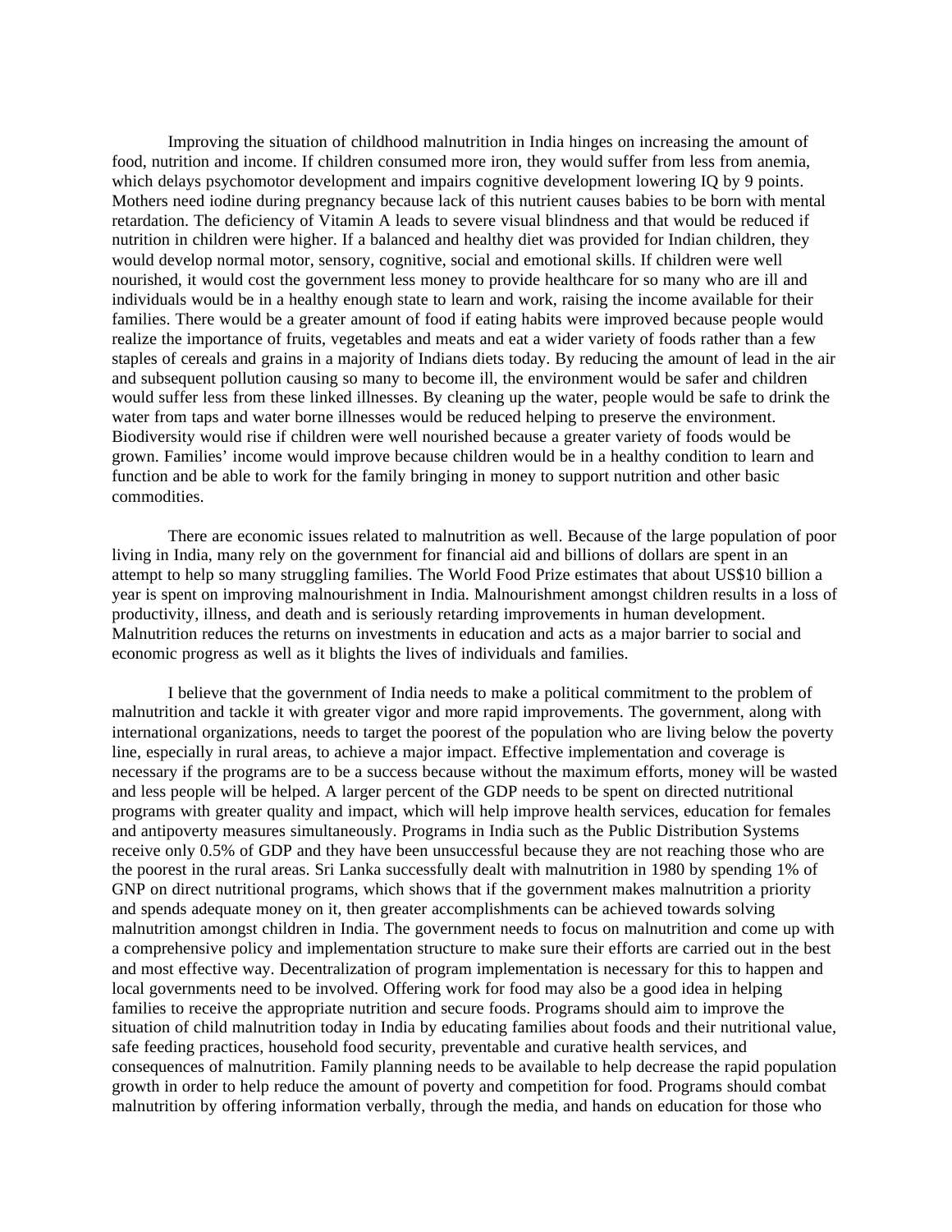Improving the situation of childhood malnutrition in India hinges on increasing the amount of food, nutrition and income. If children consumed more iron, they would suffer from less from anemia, which delays psychomotor development and impairs cognitive development lowering IQ by 9 points. Mothers need iodine during pregnancy because lack of this nutrient causes babies to be born with mental retardation. The deficiency of Vitamin A leads to severe visual blindness and that would be reduced if nutrition in children were higher. If a balanced and healthy diet was provided for Indian children, they would develop normal motor, sensory, cognitive, social and emotional skills. If children were well nourished, it would cost the government less money to provide healthcare for so many who are ill and individuals would be in a healthy enough state to learn and work, raising the income available for their families. There would be a greater amount of food if eating habits were improved because people would realize the importance of fruits, vegetables and meats and eat a wider variety of foods rather than a few staples of cereals and grains in a majority of Indians diets today. By reducing the amount of lead in the air and subsequent pollution causing so many to become ill, the environment would be safer and children would suffer less from these linked illnesses. By cleaning up the water, people would be safe to drink the water from taps and water borne illnesses would be reduced helping to preserve the environment. Biodiversity would rise if children were well nourished because a greater variety of foods would be grown. Families' income would improve because children would be in a healthy condition to learn and function and be able to work for the family bringing in money to support nutrition and other basic commodities.

There are economic issues related to malnutrition as well. Because of the large population of poor living in India, many rely on the government for financial aid and billions of dollars are spent in an attempt to help so many struggling families. The World Food Prize estimates that about US$10 billion a year is spent on improving malnourishment in India. Malnourishment amongst children results in a loss of productivity, illness, and death and is seriously retarding improvements in human development. Malnutrition reduces the returns on investments in education and acts as a major barrier to social and economic progress as well as it blights the lives of individuals and families.

I believe that the government of India needs to make a political commitment to the problem of malnutrition and tackle it with greater vigor and more rapid improvements. The government, along with international organizations, needs to target the poorest of the population who are living below the poverty line, especially in rural areas, to achieve a major impact. Effective implementation and coverage is necessary if the programs are to be a success because without the maximum efforts, money will be wasted and less people will be helped. A larger percent of the GDP needs to be spent on directed nutritional programs with greater quality and impact, which will help improve health services, education for females and antipoverty measures simultaneously. Programs in India such as the Public Distribution Systems receive only 0.5% of GDP and they have been unsuccessful because they are not reaching those who are the poorest in the rural areas. Sri Lanka successfully dealt with malnutrition in 1980 by spending 1% of GNP on direct nutritional programs, which shows that if the government makes malnutrition a priority and spends adequate money on it, then greater accomplishments can be achieved towards solving malnutrition amongst children in India. The government needs to focus on malnutrition and come up with a comprehensive policy and implementation structure to make sure their efforts are carried out in the best and most effective way. Decentralization of program implementation is necessary for this to happen and local governments need to be involved. Offering work for food may also be a good idea in helping families to receive the appropriate nutrition and secure foods. Programs should aim to improve the situation of child malnutrition today in India by educating families about foods and their nutritional value, safe feeding practices, household food security, preventable and curative health services, and consequences of malnutrition. Family planning needs to be available to help decrease the rapid population growth in order to help reduce the amount of poverty and competition for food. Programs should combat malnutrition by offering information verbally, through the media, and hands on education for those who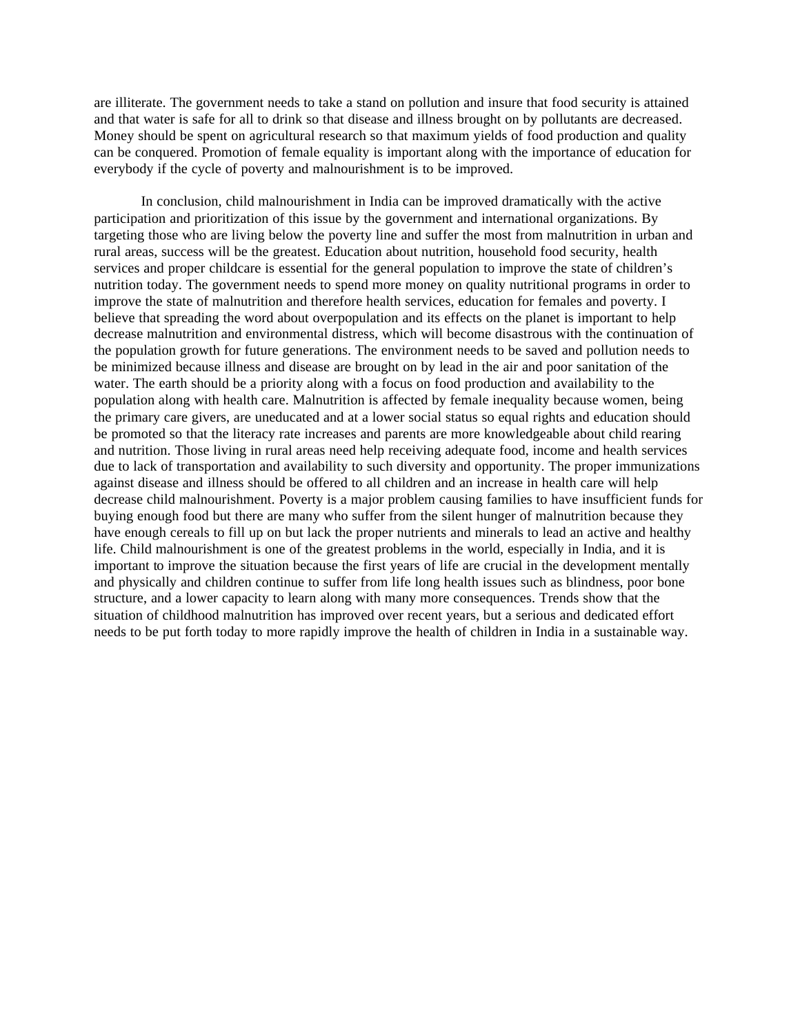are illiterate. The government needs to take a stand on pollution and insure that food security is attained and that water is safe for all to drink so that disease and illness brought on by pollutants are decreased. Money should be spent on agricultural research so that maximum yields of food production and quality can be conquered. Promotion of female equality is important along with the importance of education for everybody if the cycle of poverty and malnourishment is to be improved.

In conclusion, child malnourishment in India can be improved dramatically with the active participation and prioritization of this issue by the government and international organizations. By targeting those who are living below the poverty line and suffer the most from malnutrition in urban and rural areas, success will be the greatest. Education about nutrition, household food security, health services and proper childcare is essential for the general population to improve the state of children's nutrition today. The government needs to spend more money on quality nutritional programs in order to improve the state of malnutrition and therefore health services, education for females and poverty. I believe that spreading the word about overpopulation and its effects on the planet is important to help decrease malnutrition and environmental distress, which will become disastrous with the continuation of the population growth for future generations. The environment needs to be saved and pollution needs to be minimized because illness and disease are brought on by lead in the air and poor sanitation of the water. The earth should be a priority along with a focus on food production and availability to the population along with health care. Malnutrition is affected by female inequality because women, being the primary care givers, are uneducated and at a lower social status so equal rights and education should be promoted so that the literacy rate increases and parents are more knowledgeable about child rearing and nutrition. Those living in rural areas need help receiving adequate food, income and health services due to lack of transportation and availability to such diversity and opportunity. The proper immunizations against disease and illness should be offered to all children and an increase in health care will help decrease child malnourishment. Poverty is a major problem causing families to have insufficient funds for buying enough food but there are many who suffer from the silent hunger of malnutrition because they have enough cereals to fill up on but lack the proper nutrients and minerals to lead an active and healthy life. Child malnourishment is one of the greatest problems in the world, especially in India, and it is important to improve the situation because the first years of life are crucial in the development mentally and physically and children continue to suffer from life long health issues such as blindness, poor bone structure, and a lower capacity to learn along with many more consequences. Trends show that the situation of childhood malnutrition has improved over recent years, but a serious and dedicated effort needs to be put forth today to more rapidly improve the health of children in India in a sustainable way.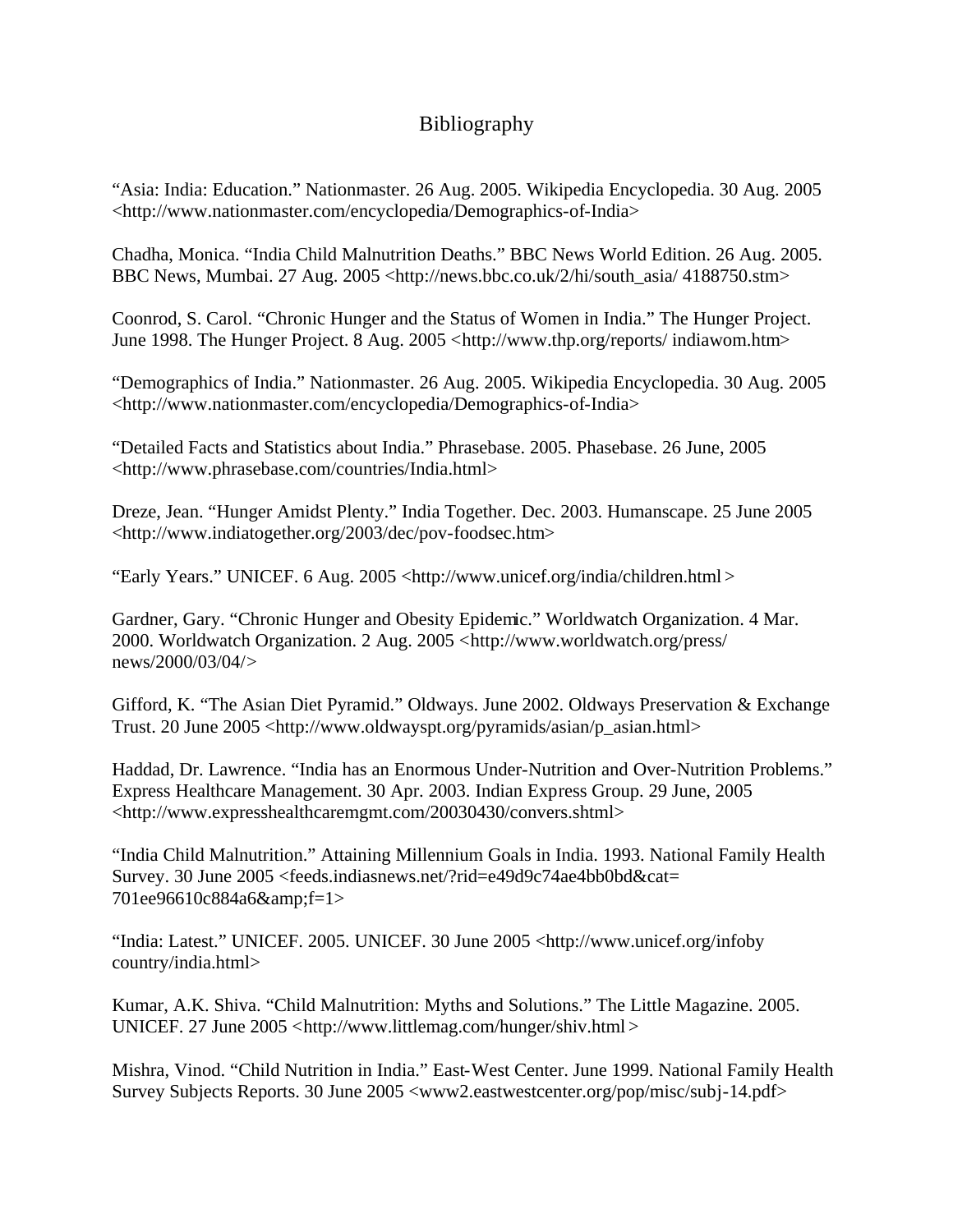# Bibliography

"Asia: India: Education." Nationmaster. 26 Aug. 2005. Wikipedia Encyclopedia. 30 Aug. 2005 <http://www.nationmaster.com/encyclopedia/Demographics-of-India>

Chadha, Monica. "India Child Malnutrition Deaths." BBC News World Edition. 26 Aug. 2005. BBC News, Mumbai. 27 Aug. 2005 <http://news.bbc.co.uk/2/hi/south_asia/ 4188750.stm>

Coonrod, S. Carol. "Chronic Hunger and the Status of Women in India." The Hunger Project. June 1998. The Hunger Project. 8 Aug. 2005 <http://www.thp.org/reports/ indiawom.htm>

"Demographics of India." Nationmaster. 26 Aug. 2005. Wikipedia Encyclopedia. 30 Aug. 2005 <http://www.nationmaster.com/encyclopedia/Demographics-of-India>

"Detailed Facts and Statistics about India." Phrasebase. 2005. Phasebase. 26 June, 2005 <http://www.phrasebase.com/countries/India.html>

Dreze, Jean. "Hunger Amidst Plenty." India Together. Dec. 2003. Humanscape. 25 June 2005 <http://www.indiatogether.org/2003/dec/pov-foodsec.htm>

"Early Years." UNICEF. 6 Aug. 2005 <http://www.unicef.org/india/children.html>

Gardner, Gary. "Chronic Hunger and Obesity Epidemic." Worldwatch Organization. 4 Mar. 2000. Worldwatch Organization. 2 Aug. 2005 <http://www.worldwatch.org/press/ news/2000/03/04/>

Gifford, K. "The Asian Diet Pyramid." Oldways. June 2002. Oldways Preservation & Exchange Trust. 20 June 2005 <http://www.oldwayspt.org/pyramids/asian/p_asian.html>

Haddad, Dr. Lawrence. "India has an Enormous Under-Nutrition and Over-Nutrition Problems." Express Healthcare Management. 30 Apr. 2003. Indian Express Group. 29 June, 2005 <http://www.expresshealthcaremgmt.com/20030430/convers.shtml>

"India Child Malnutrition." Attaining Millennium Goals in India. 1993. National Family Health Survey. 30 June 2005 <feeds.indiasnews.net/?rid=e49d9c74ae4bb0bd&cat= 701ee96610c884a6&amp;f=1>

"India: Latest." UNICEF. 2005. UNICEF. 30 June 2005 <http://www.unicef.org/infoby country/india.html>

Kumar, A.K. Shiva. "Child Malnutrition: Myths and Solutions." The Little Magazine. 2005. UNICEF. 27 June 2005 <http://www.littlemag.com/hunger/shiv.html>

Mishra, Vinod. "Child Nutrition in India." East-West Center. June 1999. National Family Health Survey Subjects Reports. 30 June 2005 <www2.eastwestcenter.org/pop/misc/subj-14.pdf>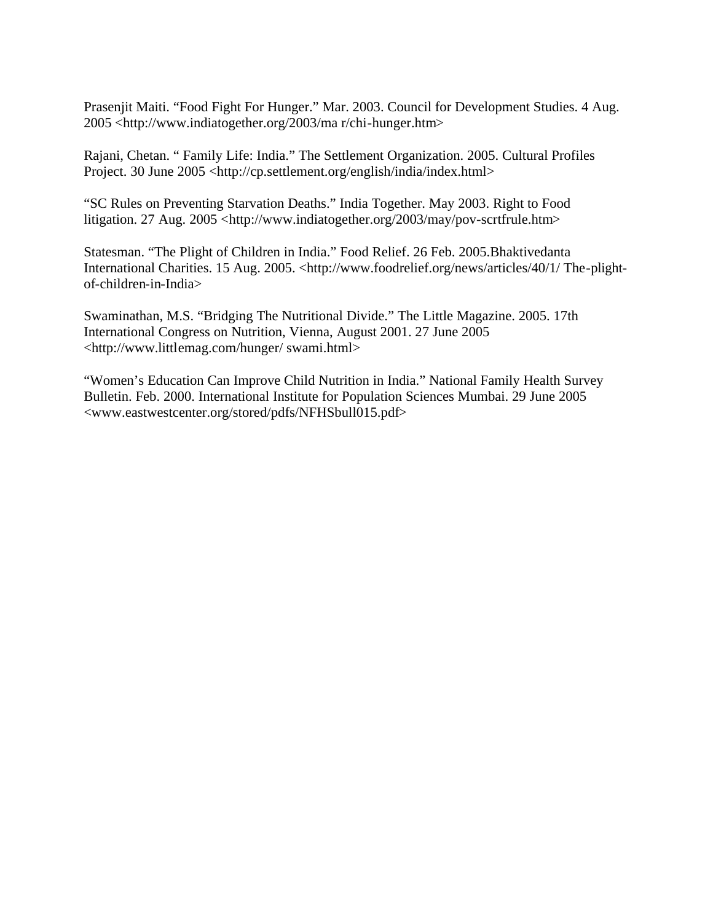Prasenjit Maiti. "Food Fight For Hunger." Mar. 2003. Council for Development Studies. 4 Aug. 2005 <http://www.indiatogether.org/2003/ma r/chi-hunger.htm>

Rajani, Chetan. " Family Life: India." The Settlement Organization. 2005. Cultural Profiles Project. 30 June 2005 <http://cp.settlement.org/english/india/index.html>

"SC Rules on Preventing Starvation Deaths." India Together. May 2003. Right to Food litigation. 27 Aug. 2005 <http://www.indiatogether.org/2003/may/pov-scrtfrule.htm>

Statesman. "The Plight of Children in India." Food Relief. 26 Feb. 2005.Bhaktivedanta International Charities. 15 Aug. 2005. <http://www.foodrelief.org/news/articles/40/1/ The-plight-of-children-in-India>

Swaminathan, M.S. "Bridging The Nutritional Divide." The Little Magazine. 2005. 17th International Congress on Nutrition, Vienna, August 2001. 27 June 2005 <http://www.littlemag.com/hunger/ swami.html>

"Women's Education Can Improve Child Nutrition in India." National Family Health Survey Bulletin. Feb. 2000. International Institute for Population Sciences Mumbai. 29 June 2005 <www.eastwestcenter.org/stored/pdfs/NFHSbull015.pdf>